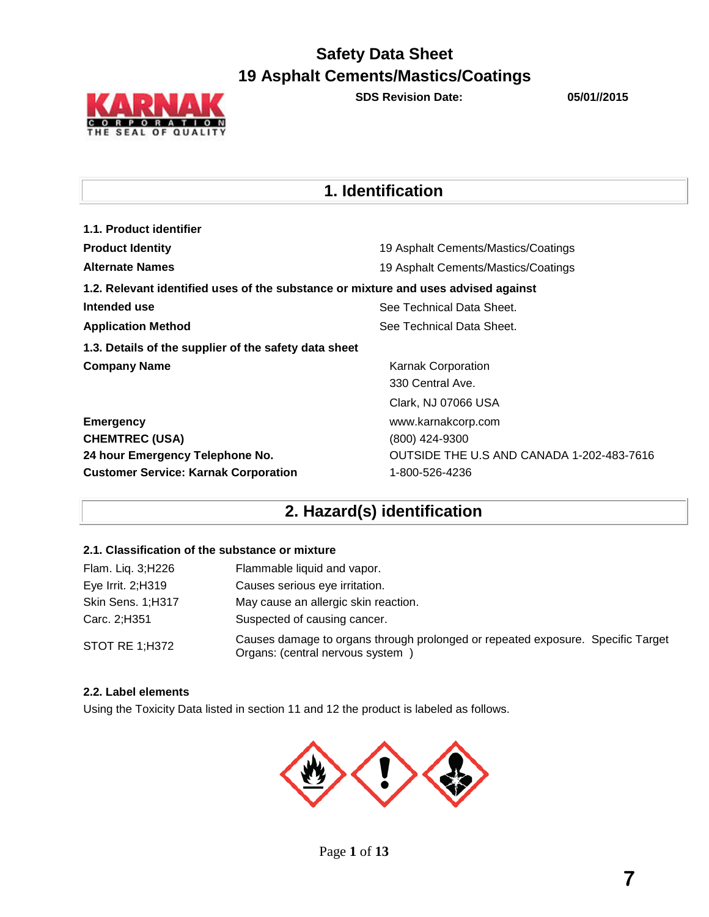# Safety Data Sheet
# 19 Asphalt Cements/Mastics/Coatings

**SDS Revision Date:** **05/01//2015**

## 1. Identification

**1.1. Product identifier**

| | |
|---|---|
| **Product Identity** | 19 Asphalt Cements/Mastics/Coatings |
| **Alternate Names** | 19 Asphalt Cements/Mastics/Coatings |

**1.2. Relevant identified uses of the substance or mixture and uses advised against**

| | |
|---|---|
| **Intended use** | See Technical Data Sheet. |
| **Application Method** | See Technical Data Sheet. |

**1.3. Details of the supplier of the safety data sheet**

| | |
|---|---|
| **Company Name** | Karnak Corporation<br>330 Central Ave.<br>Clark, NJ 07066 USA |
| **Emergency** | www.karnakcorp.com |
| **CHEMTREC (USA)** | (800) 424-9300 |
| **24 hour Emergency Telephone No.** | OUTSIDE THE U.S AND CANADA 1-202-483-7616 |
| **Customer Service: Karnak Corporation** | 1-800-526-4236 |

## 2. Hazard(s) identification

**2.1. Classification of the substance or mixture**

| | |
|---|---|
| Flam. Liq. 3;H226 | Flammable liquid and vapor. |
| Eye Irrit. 2;H319 | Causes serious eye irritation. |
| Skin Sens. 1;H317 | May cause an allergic skin reaction. |
| Carc. 2;H351 | Suspected of causing cancer. |
| STOT RE 1;H372 | Causes damage to organs through prolonged or repeated exposure. Specific Target Organs: (central nervous system ) |

**2.2. Label elements**

Using the Toxicity Data listed in section 11 and 12 the product is labeled as follows.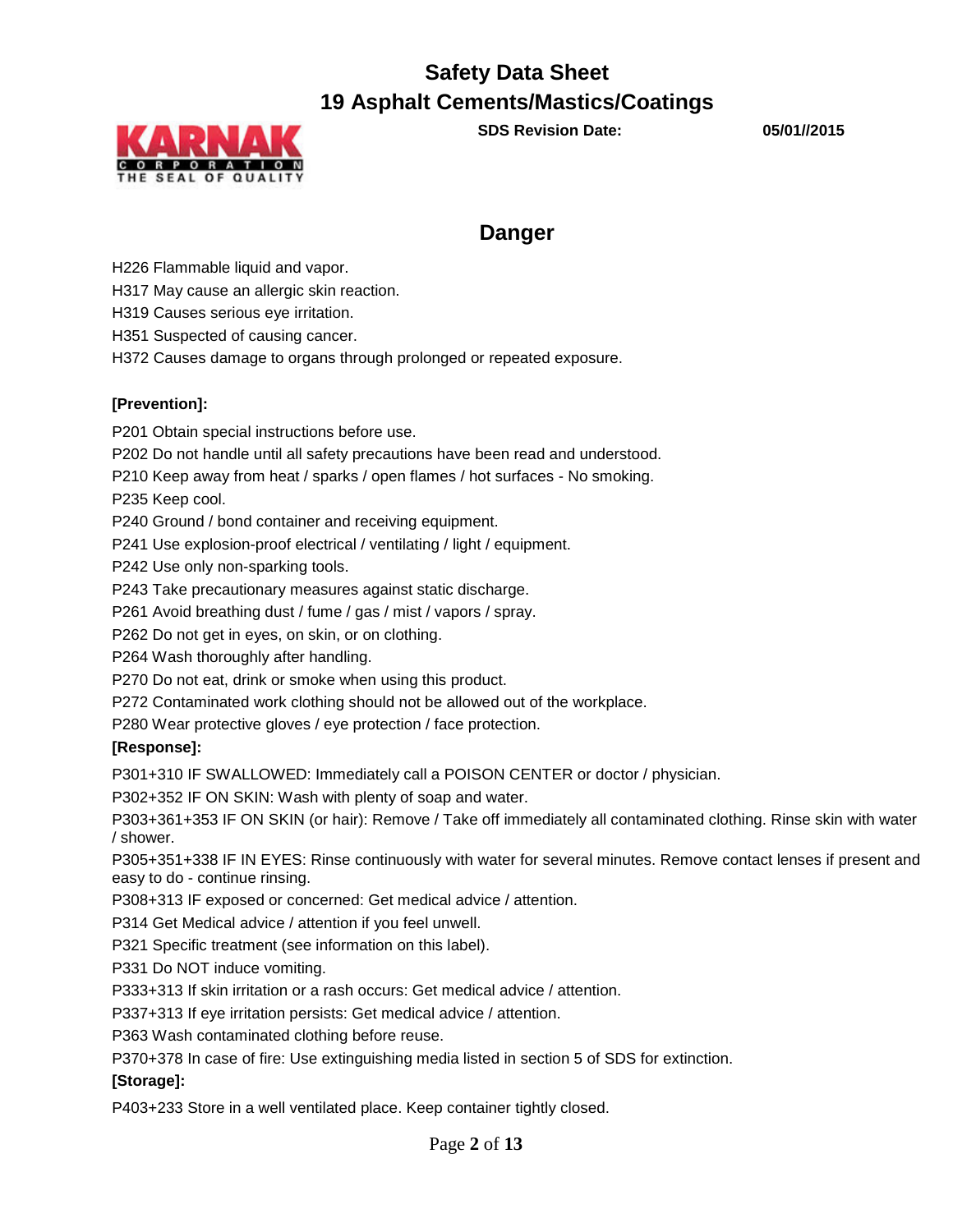## Danger

H226 Flammable liquid and vapor.

H317 May cause an allergic skin reaction.

H319 Causes serious eye irritation.

H351 Suspected of causing cancer.

H372 Causes damage to organs through prolonged or repeated exposure.

**[Prevention]:**

P201 Obtain special instructions before use.

P202 Do not handle until all safety precautions have been read and understood.

P210 Keep away from heat / sparks / open flames / hot surfaces - No smoking.

P235 Keep cool.

P240 Ground / bond container and receiving equipment.

P241 Use explosion-proof electrical / ventilating / light / equipment.

P242 Use only non-sparking tools.

P243 Take precautionary measures against static discharge.

P261 Avoid breathing dust / fume / gas / mist / vapors / spray.

P262 Do not get in eyes, on skin, or on clothing.

P264 Wash thoroughly after handling.

P270 Do not eat, drink or smoke when using this product.

P272 Contaminated work clothing should not be allowed out of the workplace.

P280 Wear protective gloves / eye protection / face protection.

**[Response]:**

P301+310 IF SWALLOWED: Immediately call a POISON CENTER or doctor / physician.

P302+352 IF ON SKIN: Wash with plenty of soap and water.

P303+361+353 IF ON SKIN (or hair): Remove / Take off immediately all contaminated clothing. Rinse skin with water / shower.

P305+351+338 IF IN EYES: Rinse continuously with water for several minutes. Remove contact lenses if present and easy to do - continue rinsing.

P308+313 IF exposed or concerned: Get medical advice / attention.

P314 Get Medical advice / attention if you feel unwell.

P321 Specific treatment (see information on this label).

P331 Do NOT induce vomiting.

P333+313 If skin irritation or a rash occurs: Get medical advice / attention.

P337+313 If eye irritation persists: Get medical advice / attention.

P363 Wash contaminated clothing before reuse.

P370+378 In case of fire: Use extinguishing media listed in section 5 of SDS for extinction.

**[Storage]:**

P403+233 Store in a well ventilated place. Keep container tightly closed.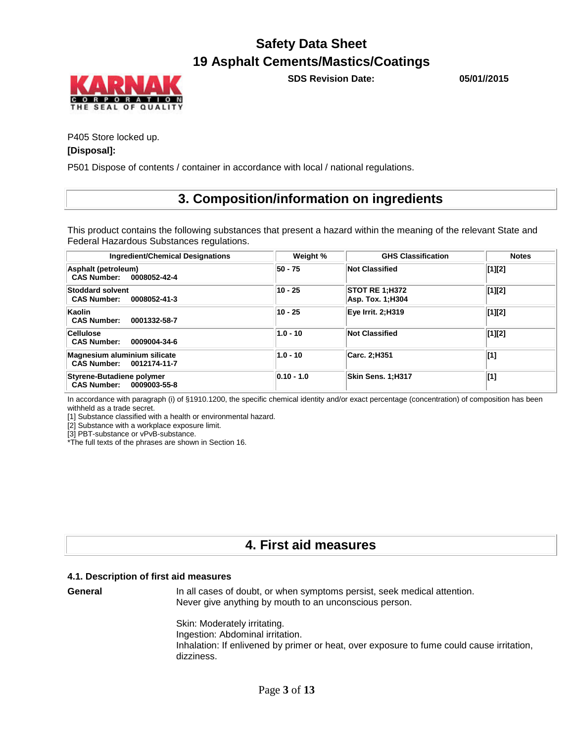P405 Store locked up.

**[Disposal]:**

P501 Dispose of contents / container in accordance with local / national regulations.

## 3. Composition/information on ingredients

This product contains the following substances that present a hazard within the meaning of the relevant State and Federal Hazardous Substances regulations.

| Ingredient/Chemical Designations | Weight % | GHS Classification | Notes |
|---|---|---|---|
| **Asphalt (petroleum)**<br>**CAS Number: 0008052-42-4** | **50 - 75** | **Not Classified** | **[1][2]** |
| **Stoddard solvent**<br>**CAS Number: 0008052-41-3** | **10 - 25** | **STOT RE 1;H372**<br>**Asp. Tox. 1;H304** | **[1][2]** |
| **Kaolin**<br>**CAS Number: 0001332-58-7** | **10 - 25** | **Eye Irrit. 2;H319** | **[1][2]** |
| **Cellulose**<br>**CAS Number: 0009004-34-6** | **1.0 - 10** | **Not Classified** | **[1][2]** |
| **Magnesium aluminium silicate**<br>**CAS Number: 0012174-11-7** | **1.0 - 10** | **Carc. 2;H351** | **[1]** |
| **Styrene-Butadiene polymer**<br>**CAS Number: 0009003-55-8** | **0.10 - 1.0** | **Skin Sens. 1;H317** | **[1]** |

In accordance with paragraph (i) of §1910.1200, the specific chemical identity and/or exact percentage (concentration) of composition has been withheld as a trade secret.
[1] Substance classified with a health or environmental hazard.
[2] Substance with a workplace exposure limit.
[3] PBT-substance or vPvB-substance.
*The full texts of the phrases are shown in Section 16.

## 4. First aid measures

### 4.1. Description of first aid measures

**General**

In all cases of doubt, or when symptoms persist, seek medical attention.
Never give anything by mouth to an unconscious person.

Skin: Moderately irritating.
Ingestion: Abdominal irritation.
Inhalation: If enlivened by primer or heat, over exposure to fume could cause irritation, dizziness.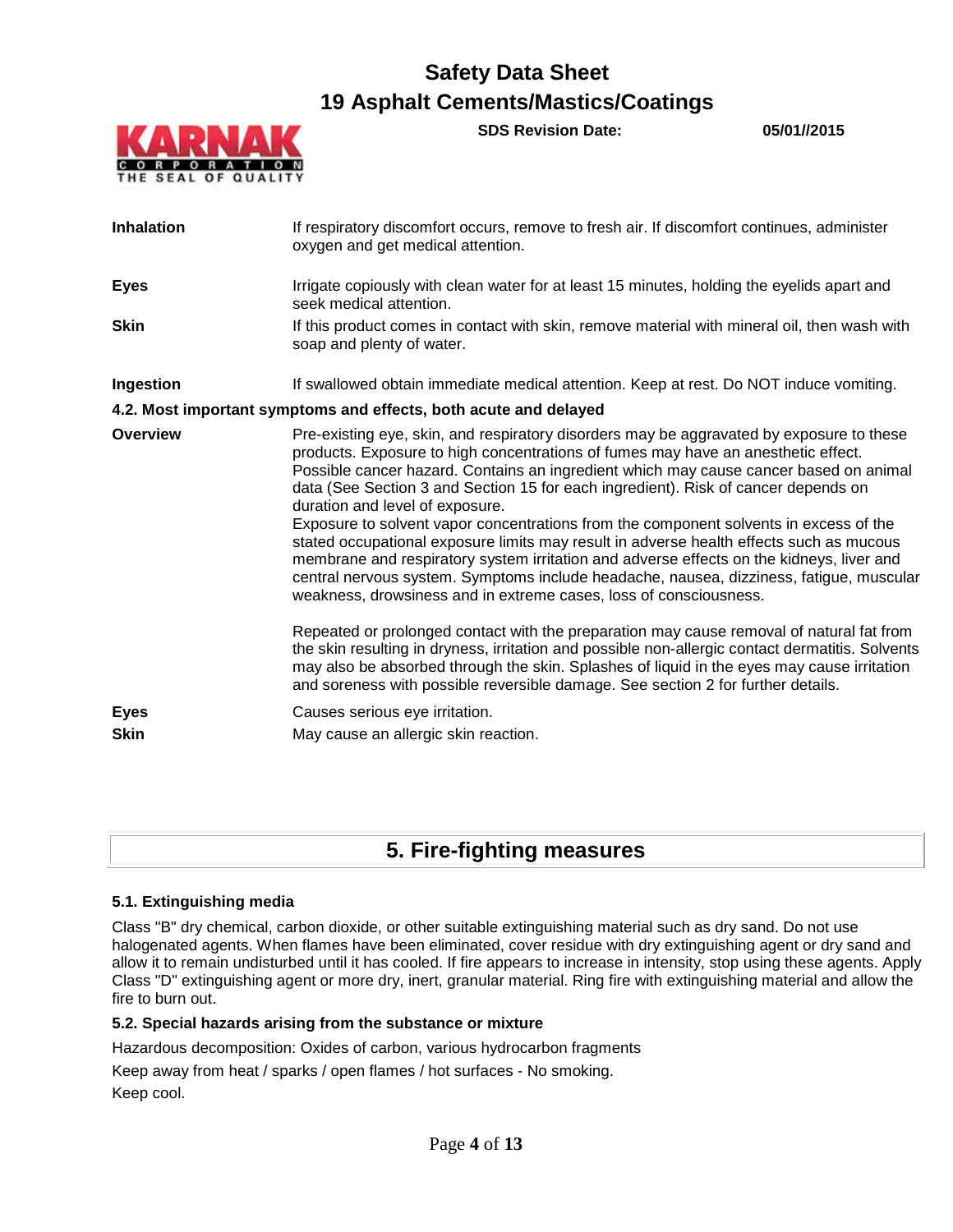| | |
|---|---|
| **Inhalation** | If respiratory discomfort occurs, remove to fresh air. If discomfort continues, administer oxygen and get medical attention. |
| **Eyes** | Irrigate copiously with clean water for at least 15 minutes, holding the eyelids apart and seek medical attention. |
| **Skin** | If this product comes in contact with skin, remove material with mineral oil, then wash with soap and plenty of water. |
| **Ingestion** | If swallowed obtain immediate medical attention. Keep at rest. Do NOT induce vomiting. |

### 4.2. Most important symptoms and effects, both acute and delayed

**Overview**

Pre-existing eye, skin, and respiratory disorders may be aggravated by exposure to these products. Exposure to high concentrations of fumes may have an anesthetic effect. Possible cancer hazard. Contains an ingredient which may cause cancer based on animal data (See Section 3 and Section 15 for each ingredient). Risk of cancer depends on duration and level of exposure.
Exposure to solvent vapor concentrations from the component solvents in excess of the stated occupational exposure limits may result in adverse health effects such as mucous membrane and respiratory system irritation and adverse effects on the kidneys, liver and central nervous system. Symptoms include headache, nausea, dizziness, fatigue, muscular weakness, drowsiness and in extreme cases, loss of consciousness.

Repeated or prolonged contact with the preparation may cause removal of natural fat from the skin resulting in dryness, irritation and possible non-allergic contact dermatitis. Solvents may also be absorbed through the skin. Splashes of liquid in the eyes may cause irritation and soreness with possible reversible damage. See section 2 for further details.

| | |
|---|---|
| **Eyes** | Causes serious eye irritation. |
| **Skin** | May cause an allergic skin reaction. |

## 5. Fire-fighting measures

### 5.1. Extinguishing media

Class "B" dry chemical, carbon dioxide, or other suitable extinguishing material such as dry sand. Do not use halogenated agents. When flames have been eliminated, cover residue with dry extinguishing agent or dry sand and allow it to remain undisturbed until it has cooled. If fire appears to increase in intensity, stop using these agents. Apply Class "D" extinguishing agent or more dry, inert, granular material. Ring fire with extinguishing material and allow the fire to burn out.

### 5.2. Special hazards arising from the substance or mixture

Hazardous decomposition: Oxides of carbon, various hydrocarbon fragments

Keep away from heat / sparks / open flames / hot surfaces - No smoking.

Keep cool.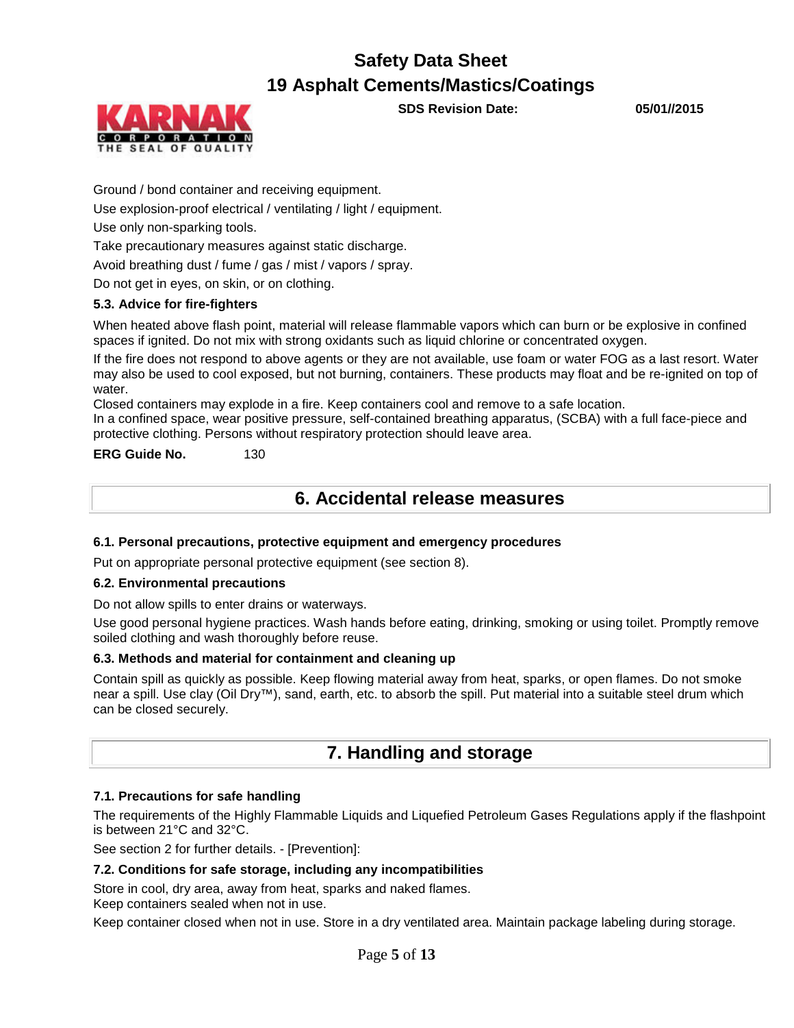Ground / bond container and receiving equipment.

Use explosion-proof electrical / ventilating / light / equipment.

Use only non-sparking tools.

Take precautionary measures against static discharge.

Avoid breathing dust / fume / gas / mist / vapors / spray.

Do not get in eyes, on skin, or on clothing.

### 5.3. Advice for fire-fighters

When heated above flash point, material will release flammable vapors which can burn or be explosive in confined spaces if ignited. Do not mix with strong oxidants such as liquid chlorine or concentrated oxygen.

If the fire does not respond to above agents or they are not available, use foam or water FOG as a last resort. Water may also be used to cool exposed, but not burning, containers. These products may float and be re-ignited on top of water.

Closed containers may explode in a fire. Keep containers cool and remove to a safe location.

In a confined space, wear positive pressure, self-contained breathing apparatus, (SCBA) with a full face-piece and protective clothing. Persons without respiratory protection should leave area.

**ERG Guide No.** 130

## 6. Accidental release measures

### 6.1. Personal precautions, protective equipment and emergency procedures

Put on appropriate personal protective equipment (see section 8).

### 6.2. Environmental precautions

Do not allow spills to enter drains or waterways.

Use good personal hygiene practices. Wash hands before eating, drinking, smoking or using toilet. Promptly remove soiled clothing and wash thoroughly before reuse.

### 6.3. Methods and material for containment and cleaning up

Contain spill as quickly as possible. Keep flowing material away from heat, sparks, or open flames. Do not smoke near a spill. Use clay (Oil Dry™), sand, earth, etc. to absorb the spill. Put material into a suitable steel drum which can be closed securely.

## 7. Handling and storage

### 7.1. Precautions for safe handling

The requirements of the Highly Flammable Liquids and Liquefied Petroleum Gases Regulations apply if the flashpoint is between 21°C and 32°C.

See section 2 for further details. - [Prevention]:

### 7.2. Conditions for safe storage, including any incompatibilities

Store in cool, dry area, away from heat, sparks and naked flames.

Keep containers sealed when not in use.

Keep container closed when not in use. Store in a dry ventilated area. Maintain package labeling during storage.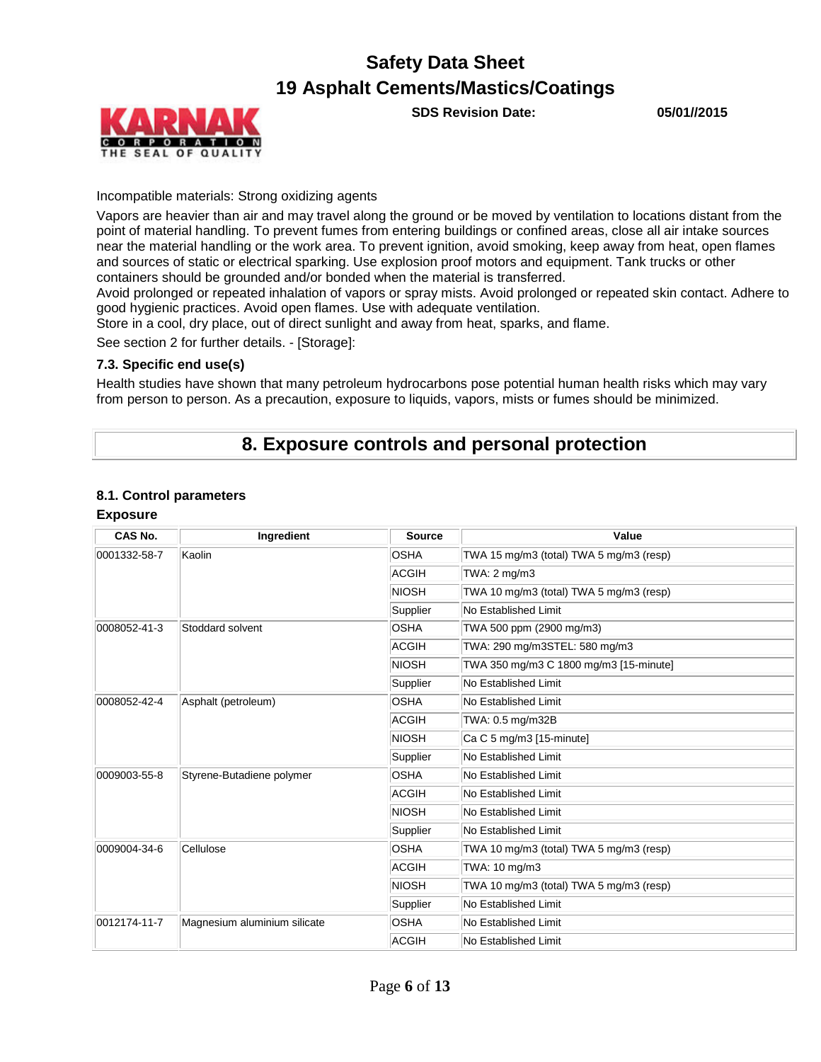Incompatible materials: Strong oxidizing agents

Vapors are heavier than air and may travel along the ground or be moved by ventilation to locations distant from the point of material handling. To prevent fumes from entering buildings or confined areas, close all air intake sources near the material handling or the work area. To prevent ignition, avoid smoking, keep away from heat, open flames and sources of static or electrical sparking. Use explosion proof motors and equipment. Tank trucks or other containers should be grounded and/or bonded when the material is transferred.
Avoid prolonged or repeated inhalation of vapors or spray mists. Avoid prolonged or repeated skin contact. Adhere to good hygienic practices. Avoid open flames. Use with adequate ventilation.
Store in a cool, dry place, out of direct sunlight and away from heat, sparks, and flame.

See section 2 for further details. - [Storage]:

### 7.3. Specific end use(s)

Health studies have shown that many petroleum hydrocarbons pose potential human health risks which may vary from person to person. As a precaution, exposure to liquids, vapors, mists or fumes should be minimized.

## 8. Exposure controls and personal protection

### 8.1. Control parameters

**Exposure**

| CAS No. | Ingredient | Source | Value |
|---|---|---|---|
| 0001332-58-7 | Kaolin | OSHA | TWA 15 mg/m3 (total) TWA 5 mg/m3 (resp) |
| | | ACGIH | TWA: 2 mg/m3 |
| | | NIOSH | TWA 10 mg/m3 (total) TWA 5 mg/m3 (resp) |
| | | Supplier | No Established Limit |
| 0008052-41-3 | Stoddard solvent | OSHA | TWA 500 ppm (2900 mg/m3) |
| | | ACGIH | TWA: 290 mg/m3STEL: 580 mg/m3 |
| | | NIOSH | TWA 350 mg/m3 C 1800 mg/m3 [15-minute] |
| | | Supplier | No Established Limit |
| 0008052-42-4 | Asphalt (petroleum) | OSHA | No Established Limit |
| | | ACGIH | TWA: 0.5 mg/m32B |
| | | NIOSH | Ca C 5 mg/m3 [15-minute] |
| | | Supplier | No Established Limit |
| 0009003-55-8 | Styrene-Butadiene polymer | OSHA | No Established Limit |
| | | ACGIH | No Established Limit |
| | | NIOSH | No Established Limit |
| | | Supplier | No Established Limit |
| 0009004-34-6 | Cellulose | OSHA | TWA 10 mg/m3 (total) TWA 5 mg/m3 (resp) |
| | | ACGIH | TWA: 10 mg/m3 |
| | | NIOSH | TWA 10 mg/m3 (total) TWA 5 mg/m3 (resp) |
| | | Supplier | No Established Limit |
| 0012174-11-7 | Magnesium aluminium silicate | OSHA | No Established Limit |
| | | ACGIH | No Established Limit |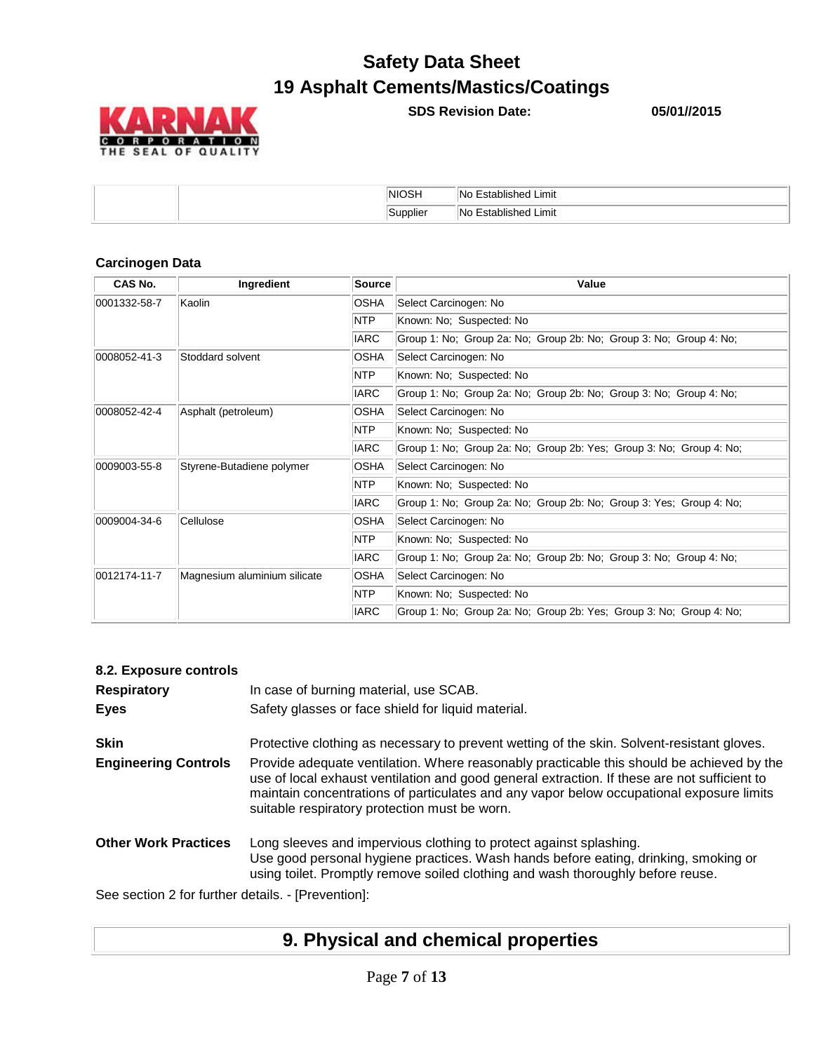| | | | |
|---|---|---|---|
| | | NIOSH | No Established Limit |
| | | Supplier | No Established Limit |

### Carcinogen Data

| CAS No. | Ingredient | Source | Value |
|---|---|---|---|
| 0001332-58-7 | Kaolin | OSHA | Select Carcinogen: No |
| | | NTP | Known: No; Suspected: No |
| | | IARC | Group 1: No; Group 2a: No; Group 2b: No; Group 3: No; Group 4: No; |
| 0008052-41-3 | Stoddard solvent | OSHA | Select Carcinogen: No |
| | | NTP | Known: No; Suspected: No |
| | | IARC | Group 1: No; Group 2a: No; Group 2b: No; Group 3: No; Group 4: No; |
| 0008052-42-4 | Asphalt (petroleum) | OSHA | Select Carcinogen: No |
| | | NTP | Known: No; Suspected: No |
| | | IARC | Group 1: No; Group 2a: No; Group 2b: Yes; Group 3: No; Group 4: No; |
| 0009003-55-8 | Styrene-Butadiene polymer | OSHA | Select Carcinogen: No |
| | | NTP | Known: No; Suspected: No |
| | | IARC | Group 1: No; Group 2a: No; Group 2b: No; Group 3: Yes; Group 4: No; |
| 0009004-34-6 | Cellulose | OSHA | Select Carcinogen: No |
| | | NTP | Known: No; Suspected: No |
| | | IARC | Group 1: No; Group 2a: No; Group 2b: No; Group 3: No; Group 4: No; |
| 0012174-11-7 | Magnesium aluminium silicate | OSHA | Select Carcinogen: No |
| | | NTP | Known: No; Suspected: No |
| | | IARC | Group 1: No; Group 2a: No; Group 2b: Yes; Group 3: No; Group 4: No; |

### 8.2. Exposure controls

**Respiratory** In case of burning material, use SCAB.

**Eyes** Safety glasses or face shield for liquid material.

**Skin** Protective clothing as necessary to prevent wetting of the skin. Solvent-resistant gloves.

**Engineering Controls** Provide adequate ventilation. Where reasonably practicable this should be achieved by the use of local exhaust ventilation and good general extraction. If these are not sufficient to maintain concentrations of particulates and any vapor below occupational exposure limits suitable respiratory protection must be worn.

**Other Work Practices** Long sleeves and impervious clothing to protect against splashing.
Use good personal hygiene practices. Wash hands before eating, drinking, smoking or using toilet. Promptly remove soiled clothing and wash thoroughly before reuse.

See section 2 for further details. - [Prevention]:

## 9. Physical and chemical properties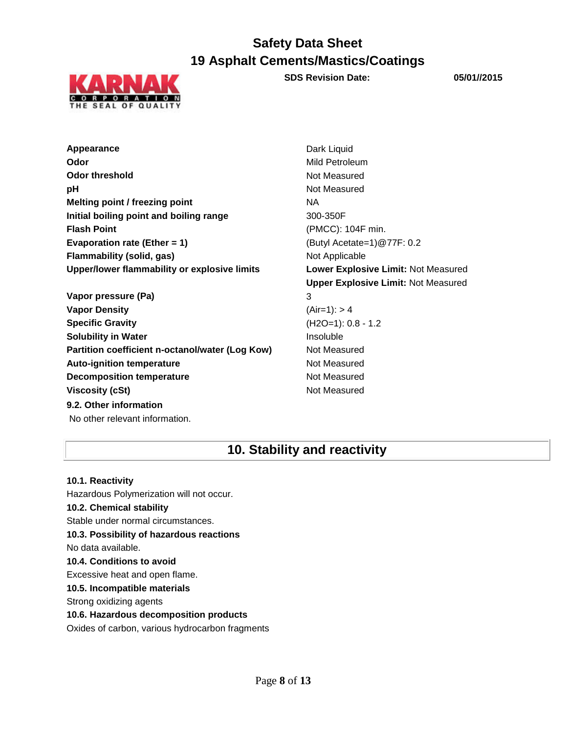| Property | Value |
| --- | --- |
| **Appearance** | Dark Liquid |
| **Odor** | Mild Petroleum |
| **Odor threshold** | Not Measured |
| **pH** | Not Measured |
| **Melting point / freezing point** | NA |
| **Initial boiling point and boiling range** | 300-350F |
| **Flash Point** | (PMCC): 104F min. |
| **Evaporation rate (Ether = 1)** | (Butyl Acetate=1)@77F: 0.2 |
| **Flammability (solid, gas)** | Not Applicable |
| **Upper/lower flammability or explosive limits** | **Lower Explosive Limit:** Not Measured<br>**Upper Explosive Limit:** Not Measured |
| **Vapor pressure (Pa)** | 3 |
| **Vapor Density** | (Air=1): > 4 |
| **Specific Gravity** | ($H_2O$=1): 0.8 - 1.2 |
| **Solubility in Water** | Insoluble |
| **Partition coefficient n-octanol/water (Log Kow)** | Not Measured |
| **Auto-ignition temperature** | Not Measured |
| **Decomposition temperature** | Not Measured |
| **Viscosity (cSt)** | Not Measured |

**9.2. Other information**

No other relevant information.

## 10. Stability and reactivity

**10.1. Reactivity**

Hazardous Polymerization will not occur.

**10.2. Chemical stability**

Stable under normal circumstances.

**10.3. Possibility of hazardous reactions**

No data available.

**10.4. Conditions to avoid**

Excessive heat and open flame.

**10.5. Incompatible materials**

Strong oxidizing agents

**10.6. Hazardous decomposition products**

Oxides of carbon, various hydrocarbon fragments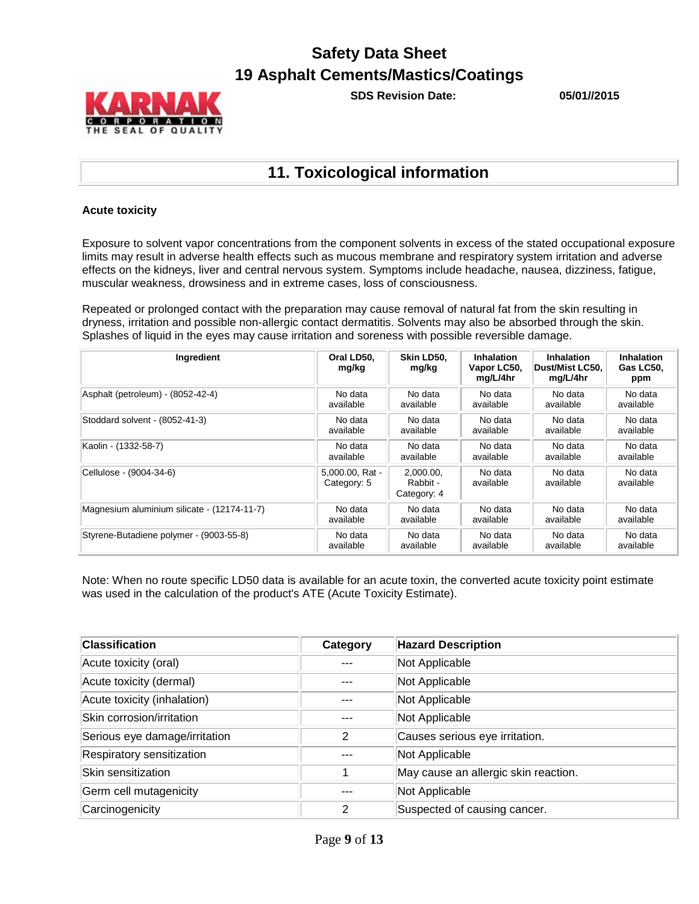## 11. Toxicological information

### Acute toxicity

Exposure to solvent vapor concentrations from the component solvents in excess of the stated occupational exposure limits may result in adverse health effects such as mucous membrane and respiratory system irritation and adverse effects on the kidneys, liver and central nervous system. Symptoms include headache, nausea, dizziness, fatigue, muscular weakness, drowsiness and in extreme cases, loss of consciousness.

Repeated or prolonged contact with the preparation may cause removal of natural fat from the skin resulting in dryness, irritation and possible non-allergic contact dermatitis. Solvents may also be absorbed through the skin. Splashes of liquid in the eyes may cause irritation and soreness with possible reversible damage.

| Ingredient | Oral LD50, mg/kg | Skin LD50, mg/kg | Inhalation Vapor LC50, mg/L/4hr | Inhalation Dust/Mist LC50, mg/L/4hr | Inhalation Gas LC50, ppm |
|---|---|---|---|---|---|
| Asphalt (petroleum) - (8052-42-4) | No data available | No data available | No data available | No data available | No data available |
| Stoddard solvent - (8052-41-3) | No data available | No data available | No data available | No data available | No data available |
| Kaolin - (1332-58-7) | No data available | No data available | No data available | No data available | No data available |
| Cellulose - (9004-34-6) | 5,000.00, Rat - Category: 5 | 2,000.00, Rabbit - Category: 4 | No data available | No data available | No data available |
| Magnesium aluminium silicate - (12174-11-7) | No data available | No data available | No data available | No data available | No data available |
| Styrene-Butadiene polymer - (9003-55-8) | No data available | No data available | No data available | No data available | No data available |

Note: When no route specific LD50 data is available for an acute toxin, the converted acute toxicity point estimate was used in the calculation of the product's ATE (Acute Toxicity Estimate).

| Classification | Category | Hazard Description |
|---|---|---|
| Acute toxicity (oral) | --- | Not Applicable |
| Acute toxicity (dermal) | --- | Not Applicable |
| Acute toxicity (inhalation) | --- | Not Applicable |
| Skin corrosion/irritation | --- | Not Applicable |
| Serious eye damage/irritation | 2 | Causes serious eye irritation. |
| Respiratory sensitization | --- | Not Applicable |
| Skin sensitization | 1 | May cause an allergic skin reaction. |
| Germ cell mutagenicity | --- | Not Applicable |
| Carcinogenicity | 2 | Suspected of causing cancer. |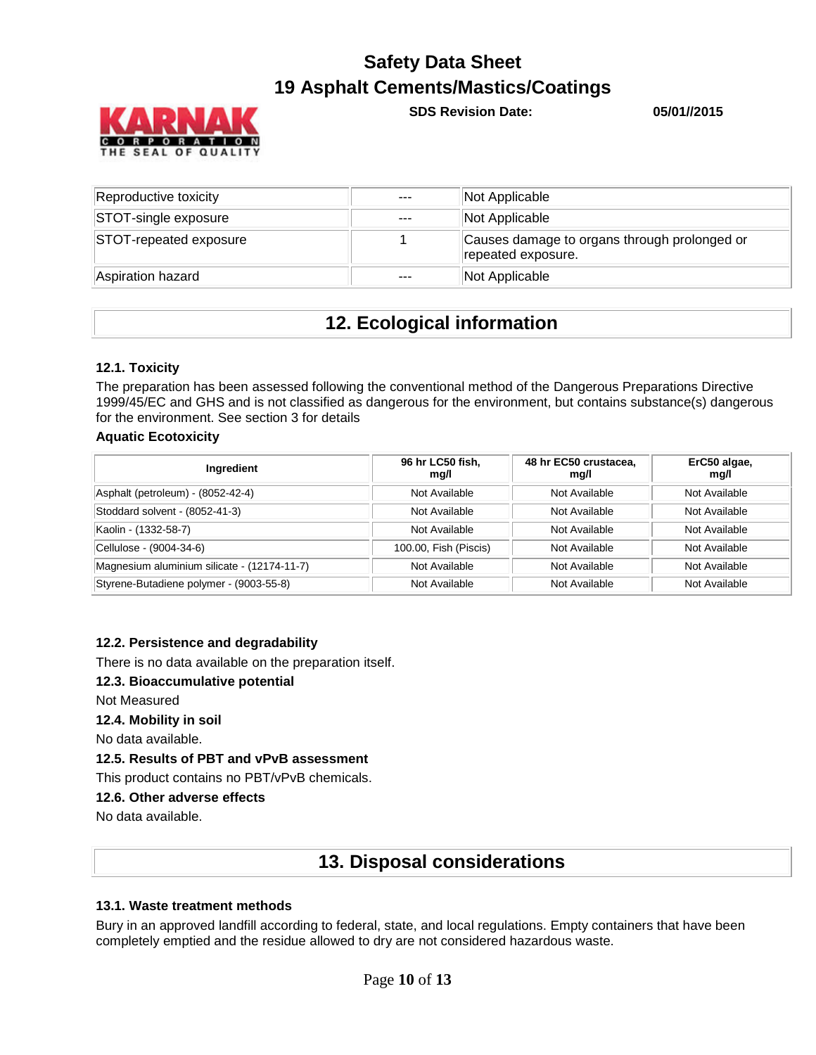| Reproductive toxicity | --- | Not Applicable |
|---|---|---|
| STOT-single exposure | --- | Not Applicable |
| STOT-repeated exposure | 1 | Causes damage to organs through prolonged or repeated exposure. |
| Aspiration hazard | --- | Not Applicable |

## 12. Ecological information

### 12.1. Toxicity

The preparation has been assessed following the conventional method of the Dangerous Preparations Directive 1999/45/EC and GHS and is not classified as dangerous for the environment, but contains substance(s) dangerous for the environment. See section 3 for details

**Aquatic Ecotoxicity**

| Ingredient | 96 hr LC50 fish, mg/l | 48 hr EC50 crustacea, mg/l | ErC50 algae, mg/l |
|---|---|---|---|
| Asphalt (petroleum) - (8052-42-4) | Not Available | Not Available | Not Available |
| Stoddard solvent - (8052-41-3) | Not Available | Not Available | Not Available |
| Kaolin - (1332-58-7) | Not Available | Not Available | Not Available |
| Cellulose - (9004-34-6) | 100.00, Fish (Piscis) | Not Available | Not Available |
| Magnesium aluminium silicate - (12174-11-7) | Not Available | Not Available | Not Available |
| Styrene-Butadiene polymer - (9003-55-8) | Not Available | Not Available | Not Available |

### 12.2. Persistence and degradability

There is no data available on the preparation itself.

### 12.3. Bioaccumulative potential

Not Measured

### 12.4. Mobility in soil

No data available.

### 12.5. Results of PBT and vPvB assessment

This product contains no PBT/vPvB chemicals.

### 12.6. Other adverse effects

No data available.

## 13. Disposal considerations

### 13.1. Waste treatment methods

Bury in an approved landfill according to federal, state, and local regulations. Empty containers that have been completely emptied and the residue allowed to dry are not considered hazardous waste.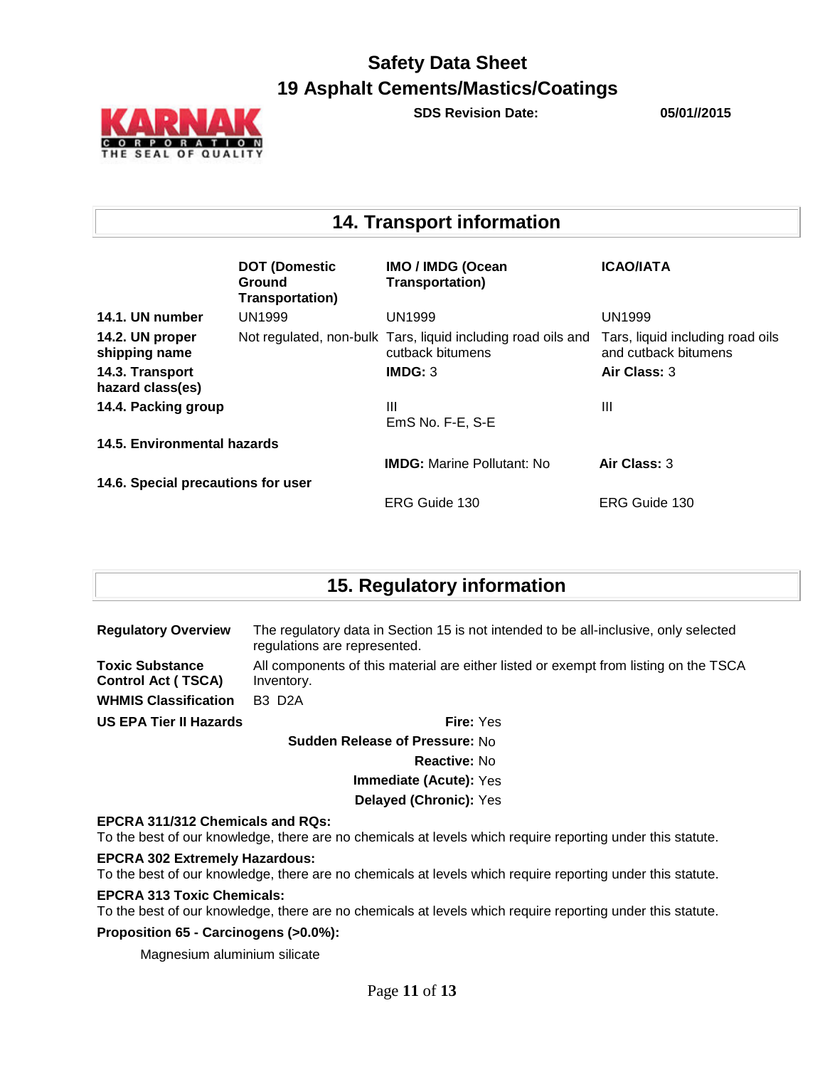## 14. Transport information

| | DOT (Domestic Ground Transportation) | IMO / IMDG (Ocean Transportation) | ICAO/IATA |
|---|---|---|---|
| **14.1. UN number** | UN1999 | UN1999 | UN1999 |
| **14.2. UN proper shipping name** | Not regulated, non-bulk | Tars, liquid including road oils and cutback bitumens | Tars, liquid including road oils and cutback bitumens |
| **14.3. Transport hazard class(es)** | | **IMDG:** 3 | **Air Class:** 3 |
| **14.4. Packing group** | | III<br>EmS No. F-E, S-E | III |
| **14.5. Environmental hazards** | | **IMDG:** Marine Pollutant: No | **Air Class:** 3 |
| **14.6. Special precautions for user** | | ERG Guide 130 | ERG Guide 130 |

## 15. Regulatory information

**Regulatory Overview** The regulatory data in Section 15 is not intended to be all-inclusive, only selected regulations are represented.

**Toxic Substance Control Act ( TSCA)** All components of this material are either listed or exempt from listing on the TSCA Inventory.

**WHMIS Classification** B3 D2A

**US EPA Tier II Hazards**

**Fire:** Yes

**Sudden Release of Pressure:** No

**Reactive:** No

**Immediate (Acute):** Yes

**Delayed (Chronic):** Yes

**EPCRA 311/312 Chemicals and RQs:**
To the best of our knowledge, there are no chemicals at levels which require reporting under this statute.

**EPCRA 302 Extremely Hazardous:**
To the best of our knowledge, there are no chemicals at levels which require reporting under this statute.

**EPCRA 313 Toxic Chemicals:**
To the best of our knowledge, there are no chemicals at levels which require reporting under this statute.

**Proposition 65 - Carcinogens (>0.0%):**

Magnesium aluminium silicate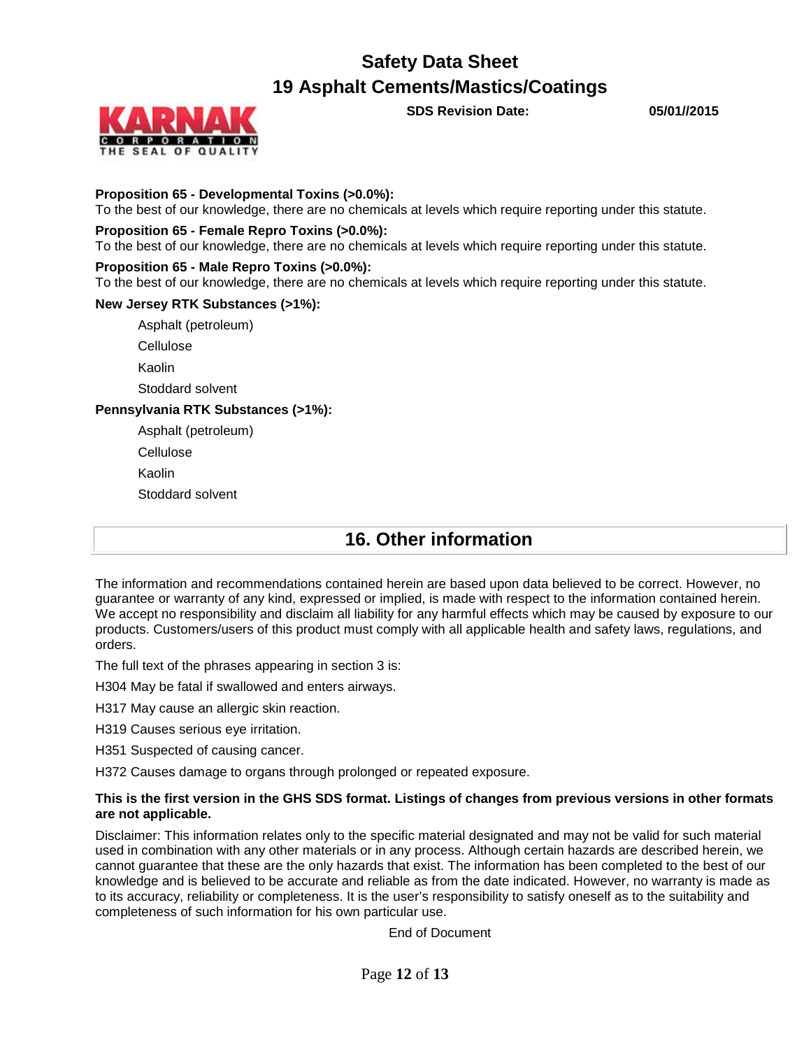**Proposition 65 - Developmental Toxins (>0.0%):**
To the best of our knowledge, there are no chemicals at levels which require reporting under this statute.

**Proposition 65 - Female Repro Toxins (>0.0%):**
To the best of our knowledge, there are no chemicals at levels which require reporting under this statute.

**Proposition 65 - Male Repro Toxins (>0.0%):**
To the best of our knowledge, there are no chemicals at levels which require reporting under this statute.

**New Jersey RTK Substances (>1%):**

- Asphalt (petroleum)
- Cellulose
- Kaolin
- Stoddard solvent

**Pennsylvania RTK Substances (>1%):**

- Asphalt (petroleum)
- Cellulose
- Kaolin
- Stoddard solvent

## 16. Other information

The information and recommendations contained herein are based upon data believed to be correct. However, no guarantee or warranty of any kind, expressed or implied, is made with respect to the information contained herein. We accept no responsibility and disclaim all liability for any harmful effects which may be caused by exposure to our products. Customers/users of this product must comply with all applicable health and safety laws, regulations, and orders.

The full text of the phrases appearing in section 3 is:

H304 May be fatal if swallowed and enters airways.

H317 May cause an allergic skin reaction.

H319 Causes serious eye irritation.

H351 Suspected of causing cancer.

H372 Causes damage to organs through prolonged or repeated exposure.

**This is the first version in the GHS SDS format. Listings of changes from previous versions in other formats are not applicable.**

Disclaimer: This information relates only to the specific material designated and may not be valid for such material used in combination with any other materials or in any process. Although certain hazards are described herein, we cannot guarantee that these are the only hazards that exist. The information has been completed to the best of our knowledge and is believed to be accurate and reliable as from the date indicated. However, no warranty is made as to its accuracy, reliability or completeness. It is the user's responsibility to satisfy oneself as to the suitability and completeness of such information for his own particular use.

End of Document